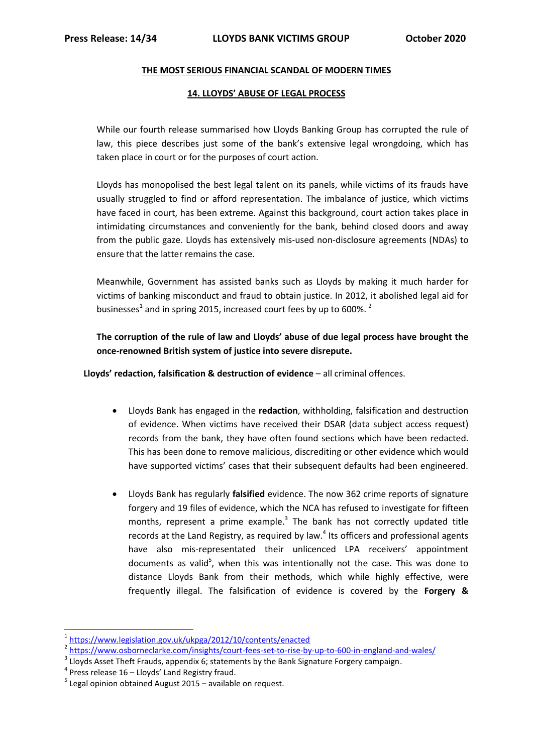**Press Release: 14/34 LLOYDS BANK VICTIMS GROUP October 2020**

## THE MOST SERIOUS FINANCIAL SCANDAL OF MODERN TIMES

### 14. LLOYDS' ABUSE OF LEGAL PROCESS

While our fourth release summarised how Lloyds Banking Group has corrupted the rule of law, this piece describes just some of the bank's extensive legal wrongdoing, which has taken place in court or for the purposes of court action.

Lloyds has monopolised the best legal talent on its panels, while victims of its frauds have usually struggled to find or afford representation. The imbalance of justice, which victims have faced in court, has been extreme. Against this background, court action takes place in intimidating circumstances and conveniently for the bank, behind closed doors and away from the public gaze. Lloyds has extensively mis-used non-disclosure agreements (NDAs) to ensure that the latter remains the case.

Meanwhile, Government has assisted banks such as Lloyds by making it much harder for victims of banking misconduct and fraud to obtain justice. In 2012, it abolished legal aid for businesses[1] and in spring 2015, increased court fees by up to 600%. [2]

**The corruption of the rule of law and Lloyds' abuse of due legal process have brought the once-renowned British system of justice into severe disrepute.**

**Lloyds' redaction, falsification & destruction of evidence** – all criminal offences.

- Lloyds Bank has engaged in the **redaction**, withholding, falsification and destruction of evidence. When victims have received their DSAR (data subject access request) records from the bank, they have often found sections which have been redacted. This has been done to remove malicious, discrediting or other evidence which would have supported victims' cases that their subsequent defaults had been engineered.

- Lloyds Bank has regularly **falsified** evidence. The now 362 crime reports of signature forgery and 19 files of evidence, which the NCA has refused to investigate for fifteen months, represent a prime example.[3] The bank has not correctly updated title records at the Land Registry, as required by law.[4] Its officers and professional agents have also mis-representated their unlicenced LPA receivers' appointment documents as valid[5], when this was intentionally not the case. This was done to distance Lloyds Bank from their methods, which while highly effective, were frequently illegal. The falsification of evidence is covered by the **Forgery &**

---

[1] https://www.legislation.gov.uk/ukpga/2012/10/contents/enacted

[2] https://www.osborneclarke.com/insights/court-fees-set-to-rise-by-up-to-600-in-england-and-wales/

[3] Lloyds Asset Theft Frauds, appendix 6; statements by the Bank Signature Forgery campaign.

[4] Press release 16 – Lloyds' Land Registry fraud.

[5] Legal opinion obtained August 2015 – available on request.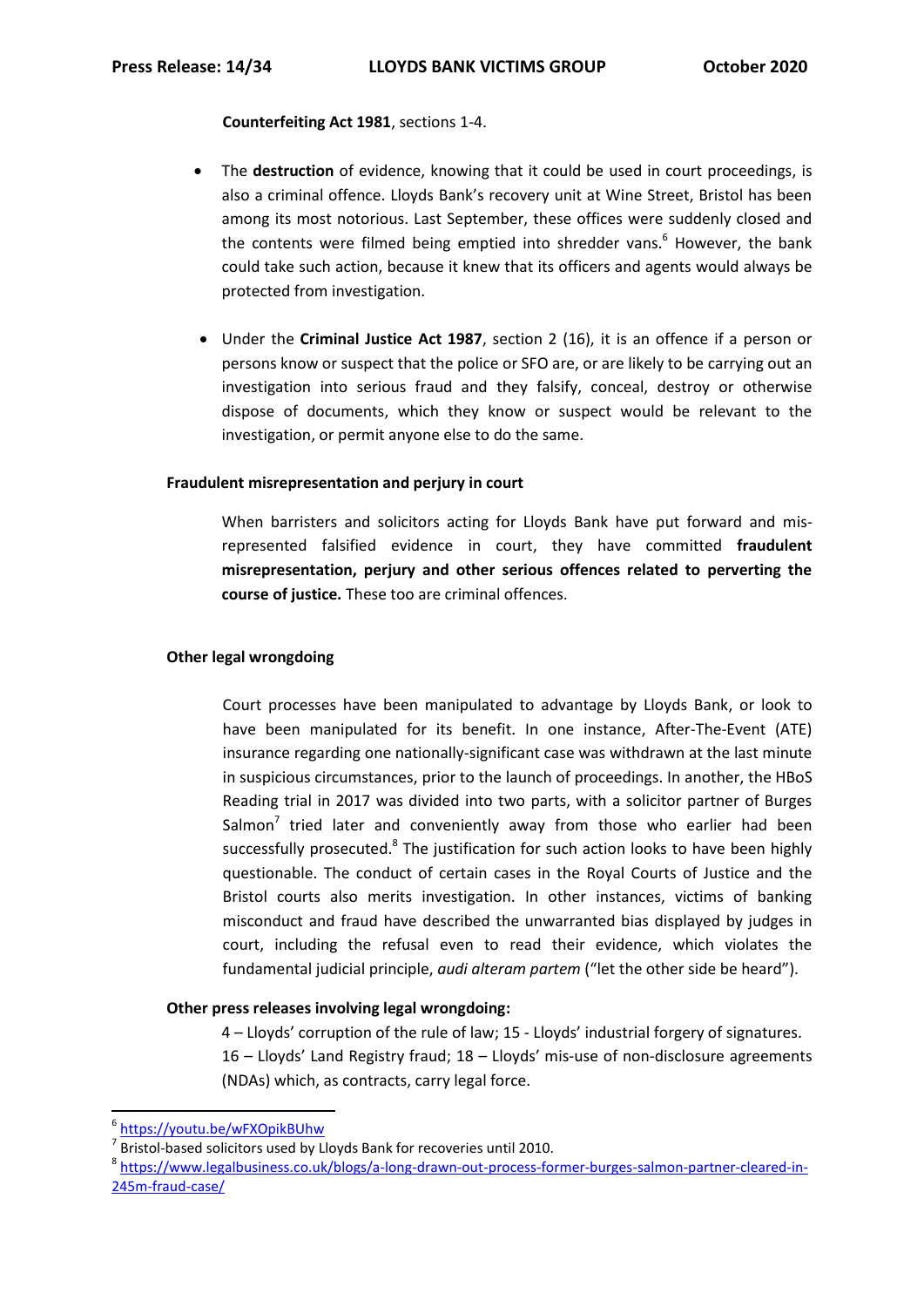**Counterfeiting Act 1981**, sections 1-4.

- The **destruction** of evidence, knowing that it could be used in court proceedings, is also a criminal offence. Lloyds Bank's recovery unit at Wine Street, Bristol has been among its most notorious. Last September, these offices were suddenly closed and the contents were filmed being emptied into shredder vans.[6] However, the bank could take such action, because it knew that its officers and agents would always be protected from investigation.

- Under the **Criminal Justice Act 1987**, section 2 (16), it is an offence if a person or persons know or suspect that the police or SFO are, or are likely to be carrying out an investigation into serious fraud and they falsify, conceal, destroy or otherwise dispose of documents, which they know or suspect would be relevant to the investigation, or permit anyone else to do the same.

**Fraudulent misrepresentation and perjury in court**

When barristers and solicitors acting for Lloyds Bank have put forward and mis-represented falsified evidence in court, they have committed **fraudulent misrepresentation, perjury and other serious offences related to perverting the course of justice.** These too are criminal offences.

**Other legal wrongdoing**

Court processes have been manipulated to advantage by Lloyds Bank, or look to have been manipulated for its benefit. In one instance, After-The-Event (ATE) insurance regarding one nationally-significant case was withdrawn at the last minute in suspicious circumstances, prior to the launch of proceedings. In another, the HBoS Reading trial in 2017 was divided into two parts, with a solicitor partner of Burges Salmon[7] tried later and conveniently away from those who earlier had been successfully prosecuted.[8] The justification for such action looks to have been highly questionable. The conduct of certain cases in the Royal Courts of Justice and the Bristol courts also merits investigation. In other instances, victims of banking misconduct and fraud have described the unwarranted bias displayed by judges in court, including the refusal even to read their evidence, which violates the fundamental judicial principle, *audi alteram partem* ("let the other side be heard").

**Other press releases involving legal wrongdoing:**

4 – Lloyds' corruption of the rule of law; 15 - Lloyds' industrial forgery of signatures.
16 – Lloyds' Land Registry fraud; 18 – Lloyds' mis-use of non-disclosure agreements (NDAs) which, as contracts, carry legal force.

---

[6] https://youtu.be/wFXOpikBUhw

[7] Bristol-based solicitors used by Lloyds Bank for recoveries until 2010.

[8] https://www.legalbusiness.co.uk/blogs/a-long-drawn-out-process-former-burges-salmon-partner-cleared-in-245m-fraud-case/